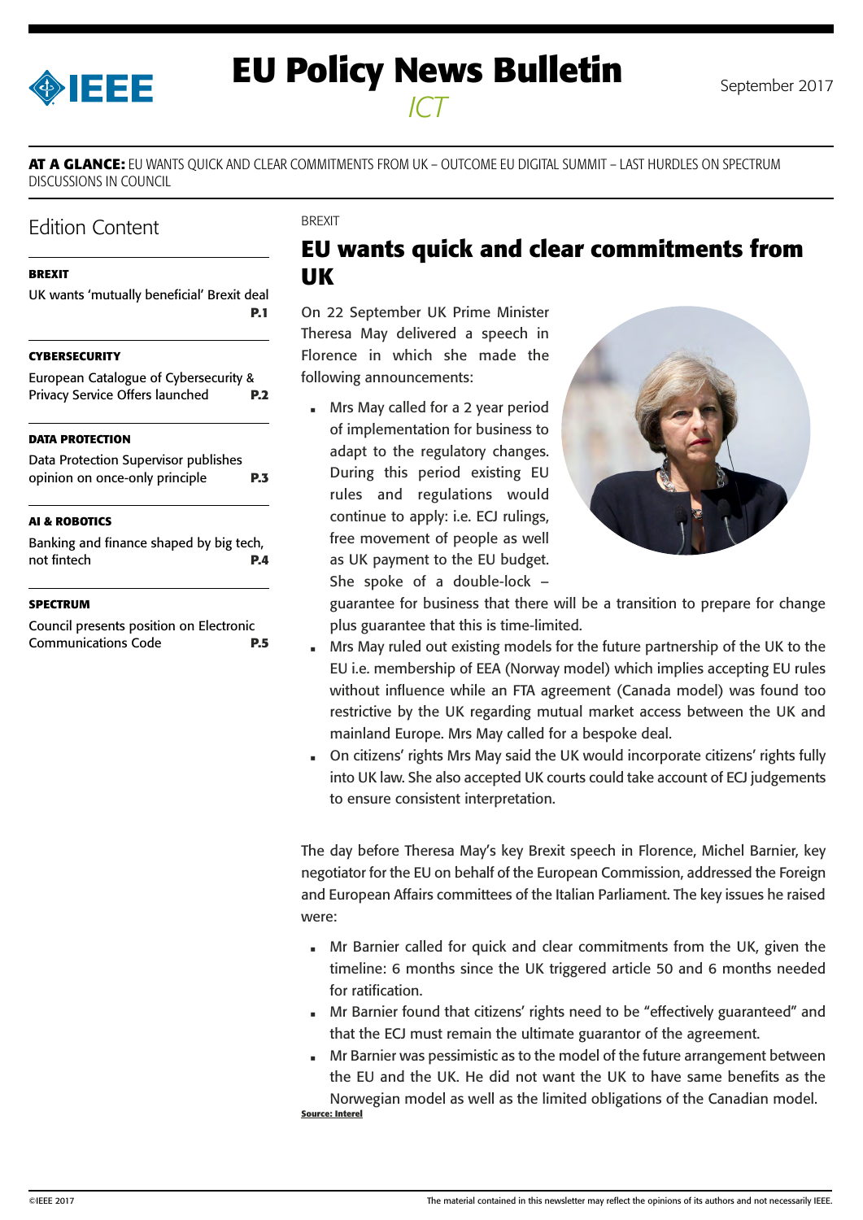# EU Policy News Bulletin

*ICT*

September 2017

**AT A GLANCE:** EU WANTS QUICK AND CLEAR COMMITMENTS FROM UK – OUTCOME EU DIGITAL SUMMIT – LAST HURDLES ON SPECTRUM DISCUSSIONS IN COUNCIL

## Edition Content

**BREXIT**
UK wants 'mutually beneficial' Brexit deal **P.1**

**CYBERSECURITY**
European Catalogue of Cybersecurity & Privacy Service Offers launched **P.2**

**DATA PROTECTION**
Data Protection Supervisor publishes opinion on once-only principle **P.3**

**AI & ROBOTICS**
Banking and finance shaped by big tech, not fintech **P.4**

**SPECTRUM**
Council presents position on Electronic Communications Code **P.5**

BREXIT

## EU wants quick and clear commitments from UK

On 22 September UK Prime Minister Theresa May delivered a speech in Florence in which she made the following announcements:

- Mrs May called for a 2 year period of implementation for business to adapt to the regulatory changes. During this period existing EU rules and regulations would continue to apply: i.e. ECJ rulings, free movement of people as well as UK payment to the EU budget. She spoke of a double-lock – guarantee for business that there will be a transition to prepare for change plus guarantee that this is time-limited.
- Mrs May ruled out existing models for the future partnership of the UK to the EU i.e. membership of EEA (Norway model) which implies accepting EU rules without influence while an FTA agreement (Canada model) was found too restrictive by the UK regarding mutual market access between the UK and mainland Europe. Mrs May called for a bespoke deal.
- On citizens' rights Mrs May said the UK would incorporate citizens' rights fully into UK law. She also accepted UK courts could take account of ECJ judgements to ensure consistent interpretation.

The day before Theresa May's key Brexit speech in Florence, Michel Barnier, key negotiator for the EU on behalf of the European Commission, addressed the Foreign and European Affairs committees of the Italian Parliament. The key issues he raised were:

- Mr Barnier called for quick and clear commitments from the UK, given the timeline: 6 months since the UK triggered article 50 and 6 months needed for ratification.
- Mr Barnier found that citizens' rights need to be "effectively guaranteed" and that the ECJ must remain the ultimate guarantor of the agreement.
- Mr Barnier was pessimistic as to the model of the future arrangement between the EU and the UK. He did not want the UK to have same benefits as the Norwegian model as well as the limited obligations of the Canadian model.

**Source: Interel**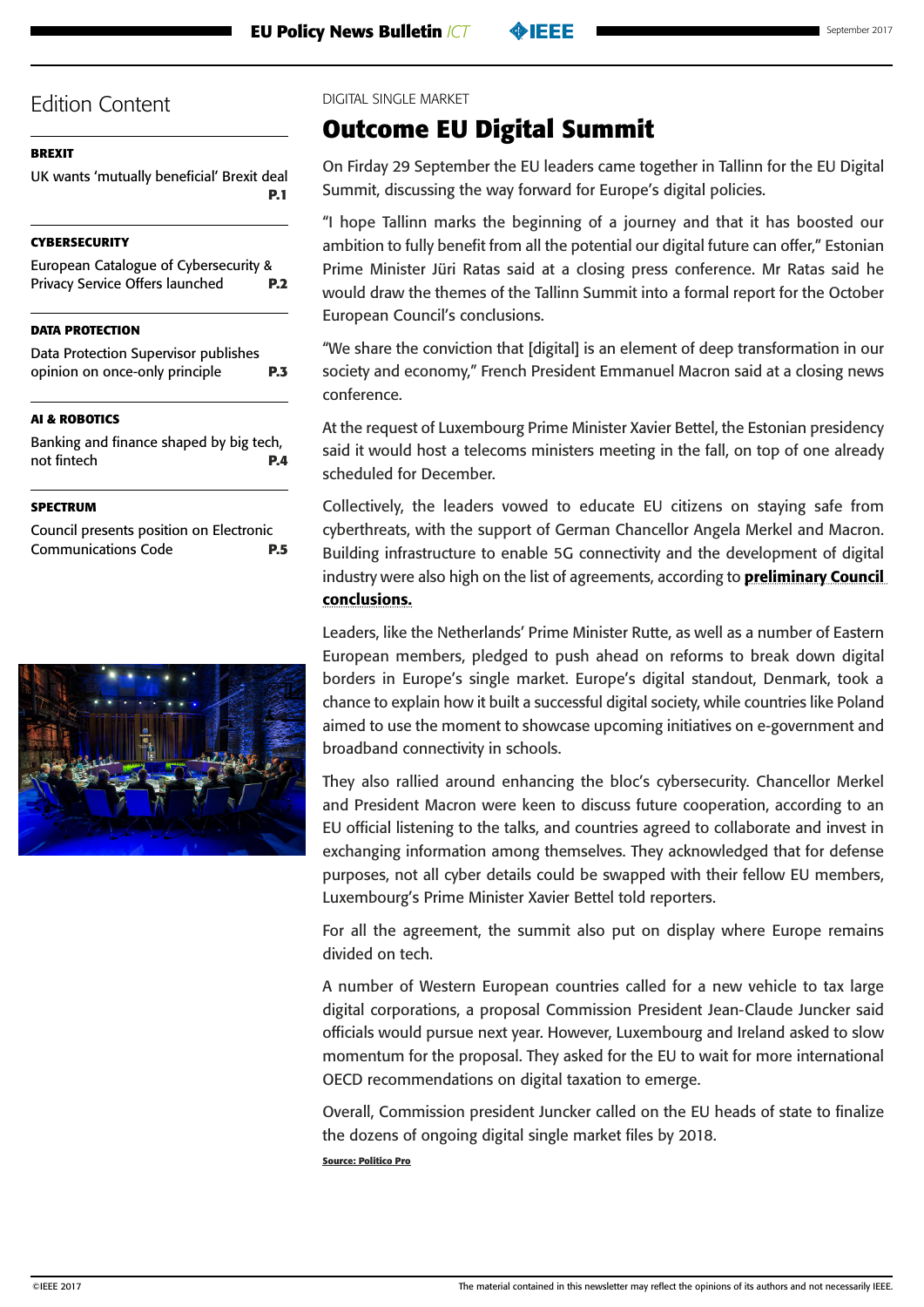## Edition Content

**BREXIT**

UK wants 'mutually beneficial' Brexit deal **P.1**

**CYBERSECURITY**

European Catalogue of Cybersecurity & Privacy Service Offers launched **P.2**

**DATA PROTECTION**

Data Protection Supervisor publishes opinion on once-only principle **P.3**

**AI & ROBOTICS**

Banking and finance shaped by big tech, not fintech **P.4**

**SPECTRUM**

Council presents position on Electronic Communications Code **P.5**

DIGITAL SINGLE MARKET

# Outcome EU Digital Summit

On Firday 29 September the EU leaders came together in Tallinn for the EU Digital Summit, discussing the way forward for Europe's digital policies.

"I hope Tallinn marks the beginning of a journey and that it has boosted our ambition to fully benefit from all the potential our digital future can offer," Estonian Prime Minister Jüri Ratas said at a closing press conference. Mr Ratas said he would draw the themes of the Tallinn Summit into a formal report for the October European Council's conclusions.

"We share the conviction that [digital] is an element of deep transformation in our society and economy," French President Emmanuel Macron said at a closing news conference.

At the request of Luxembourg Prime Minister Xavier Bettel, the Estonian presidency said it would host a telecoms ministers meeting in the fall, on top of one already scheduled for December.

Collectively, the leaders vowed to educate EU citizens on staying safe from cyberthreats, with the support of German Chancellor Angela Merkel and Macron. Building infrastructure to enable 5G connectivity and the development of digital industry were also high on the list of agreements, according to **preliminary Council conclusions.**

Leaders, like the Netherlands' Prime Minister Rutte, as well as a number of Eastern European members, pledged to push ahead on reforms to break down digital borders in Europe's single market. Europe's digital standout, Denmark, took a chance to explain how it built a successful digital society, while countries like Poland aimed to use the moment to showcase upcoming initiatives on e-government and broadband connectivity in schools.

They also rallied around enhancing the bloc's cybersecurity. Chancellor Merkel and President Macron were keen to discuss future cooperation, according to an EU official listening to the talks, and countries agreed to collaborate and invest in exchanging information among themselves. They acknowledged that for defense purposes, not all cyber details could be swapped with their fellow EU members, Luxembourg's Prime Minister Xavier Bettel told reporters.

For all the agreement, the summit also put on display where Europe remains divided on tech.

A number of Western European countries called for a new vehicle to tax large digital corporations, a proposal Commission President Jean-Claude Juncker said officials would pursue next year. However, Luxembourg and Ireland asked to slow momentum for the proposal. They asked for the EU to wait for more international OECD recommendations on digital taxation to emerge.

Overall, Commission president Juncker called on the EU heads of state to finalize the dozens of ongoing digital single market files by 2018.

**Source: Politico Pro**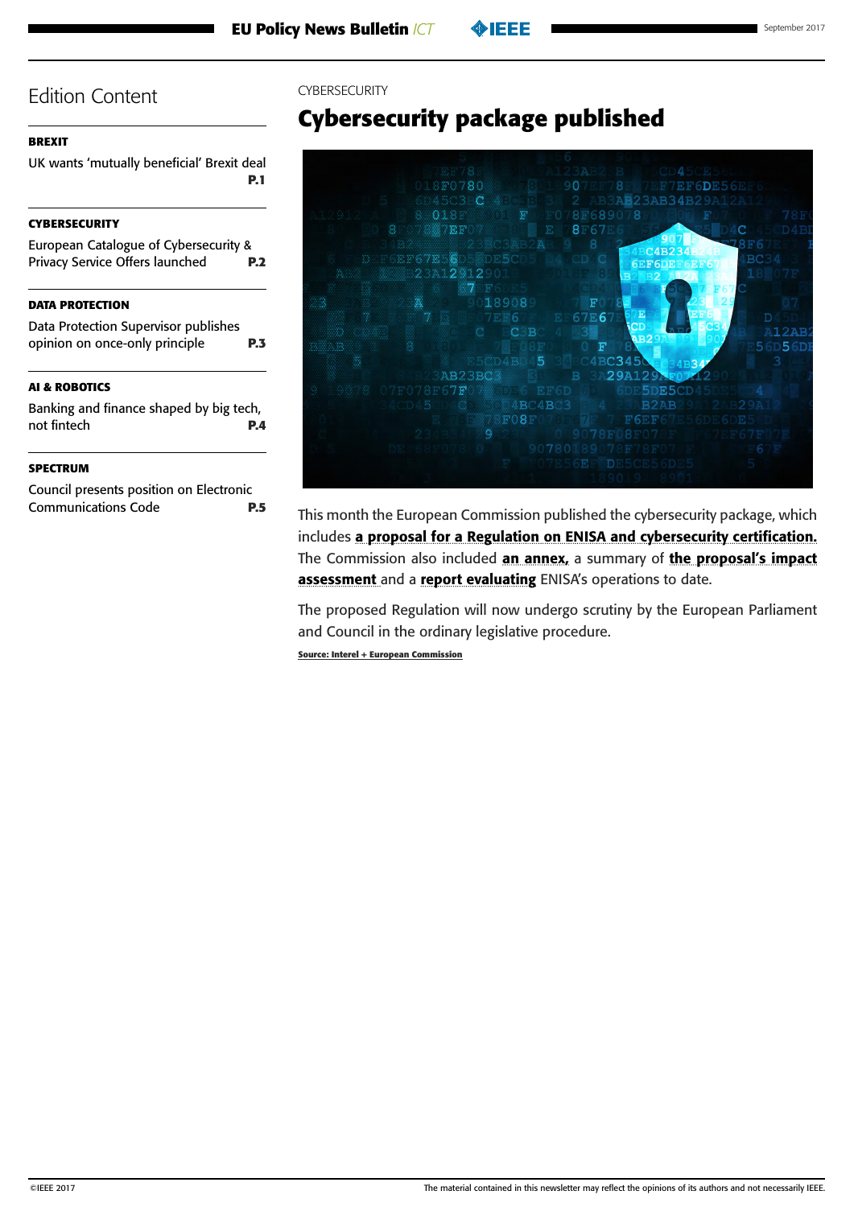## Edition Content

**BREXIT**

UK wants 'mutually beneficial' Brexit deal **P.1**

**CYBERSECURITY**

European Catalogue of Cybersecurity & Privacy Service Offers launched **P.2**

**DATA PROTECTION**

Data Protection Supervisor publishes opinion on once-only principle **P.3**

**AI & ROBOTICS**

Banking and finance shaped by big tech, not fintech **P.4**

**SPECTRUM**

Council presents position on Electronic Communications Code **P.5**

CYBERSECURITY

# Cybersecurity package published

This month the European Commission published the cybersecurity package, which includes **a proposal for a Regulation on ENISA and cybersecurity certification.** The Commission also included **an annex,** a summary of **the proposal's impact assessment** and a **report evaluating** ENISA's operations to date.

The proposed Regulation will now undergo scrutiny by the European Parliament and Council in the ordinary legislative procedure.

**Source: Interel + European Commission**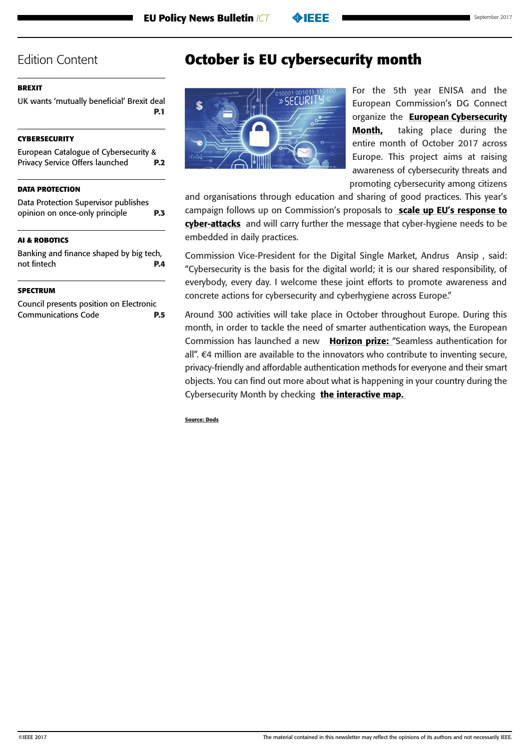## Edition Content

**BREXIT**

UK wants 'mutually beneficial' Brexit deal **P.1**

**CYBERSECURITY**

European Catalogue of Cybersecurity & Privacy Service Offers launched **P.2**

**DATA PROTECTION**

Data Protection Supervisor publishes opinion on once-only principle **P.3**

**AI & ROBOTICS**

Banking and finance shaped by big tech, not fintech **P.4**

**SPECTRUM**

Council presents position on Electronic Communications Code **P.5**

# October is EU cybersecurity month

For the 5th year ENISA and the European Commission's DG Connect organize the **European Cybersecurity Month,** taking place during the entire month of October 2017 across Europe. This project aims at raising awareness of cybersecurity threats and promoting cybersecurity among citizens and organisations through education and sharing of good practices. This year's campaign follows up on Commission's proposals to **scale up EU's response to cyber-attacks** and will carry further the message that cyber-hygiene needs to be embedded in daily practices.

Commission Vice-President for the Digital Single Market, Andrus Ansip , said: "Cybersecurity is the basis for the digital world; it is our shared responsibility, of everybody, every day. I welcome these joint efforts to promote awareness and concrete actions for cybersecurity and cyberhygiene across Europe."

Around 300 activities will take place in October throughout Europe. During this month, in order to tackle the need of smarter authentication ways, the European Commission has launched a new **Horizon prize:** "Seamless authentication for all". €4 million are available to the innovators who contribute to inventing secure, privacy-friendly and affordable authentication methods for everyone and their smart objects. You can find out more about what is happening in your country during the Cybersecurity Month by checking **the interactive map.**

**Source: Dods**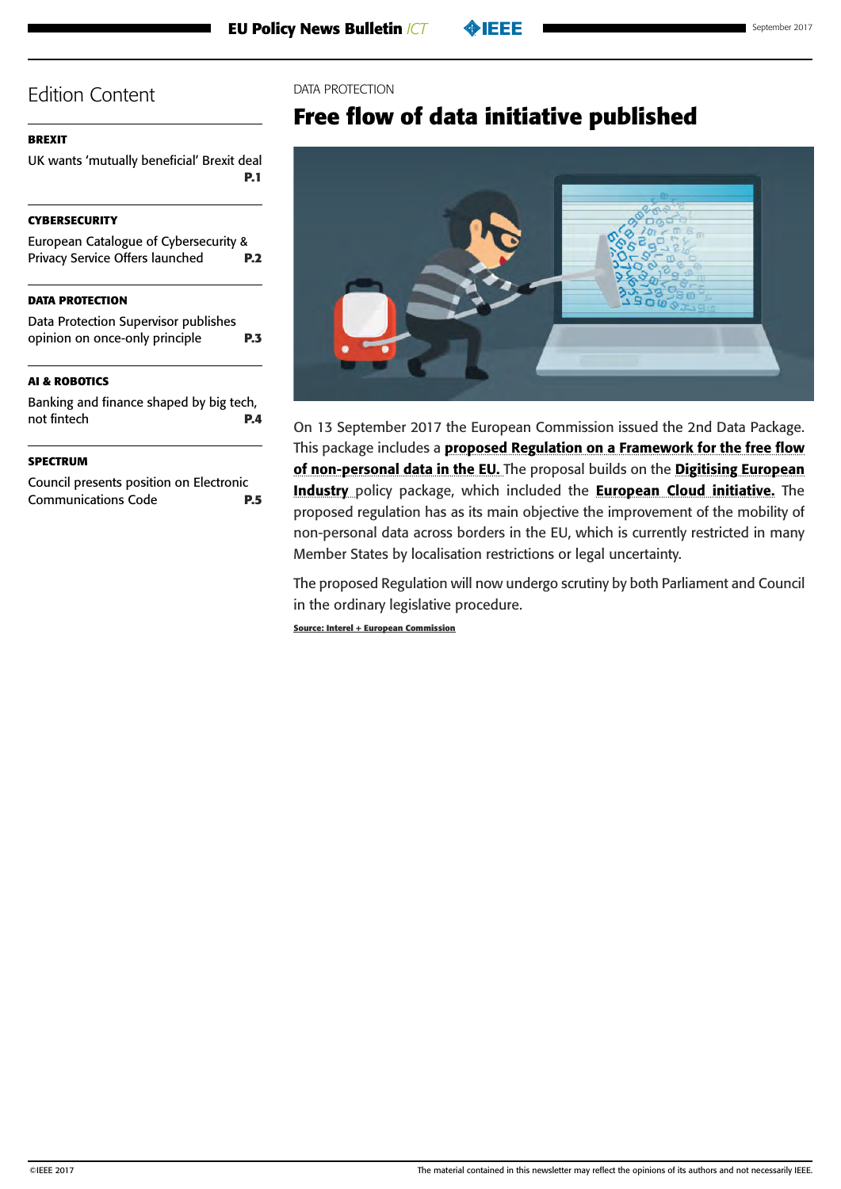# Edition Content

**BREXIT**

UK wants 'mutually beneficial' Brexit deal **P.1**

**CYBERSECURITY**

European Catalogue of Cybersecurity & Privacy Service Offers launched **P.2**

**DATA PROTECTION**

Data Protection Supervisor publishes opinion on once-only principle **P.3**

**AI & ROBOTICS**

Banking and finance shaped by big tech, not fintech **P.4**

**SPECTRUM**

Council presents position on Electronic Communications Code **P.5**

DATA PROTECTION

## Free flow of data initiative published

On 13 September 2017 the European Commission issued the 2nd Data Package. This package includes a **proposed Regulation on a Framework for the free flow of non-personal data in the EU.** The proposal builds on the **Digitising European Industry** policy package, which included the **European Cloud initiative.** The proposed regulation has as its main objective the improvement of the mobility of non-personal data across borders in the EU, which is currently restricted in many Member States by localisation restrictions or legal uncertainty.

The proposed Regulation will now undergo scrutiny by both Parliament and Council in the ordinary legislative procedure.

**Source: Interel + European Commission**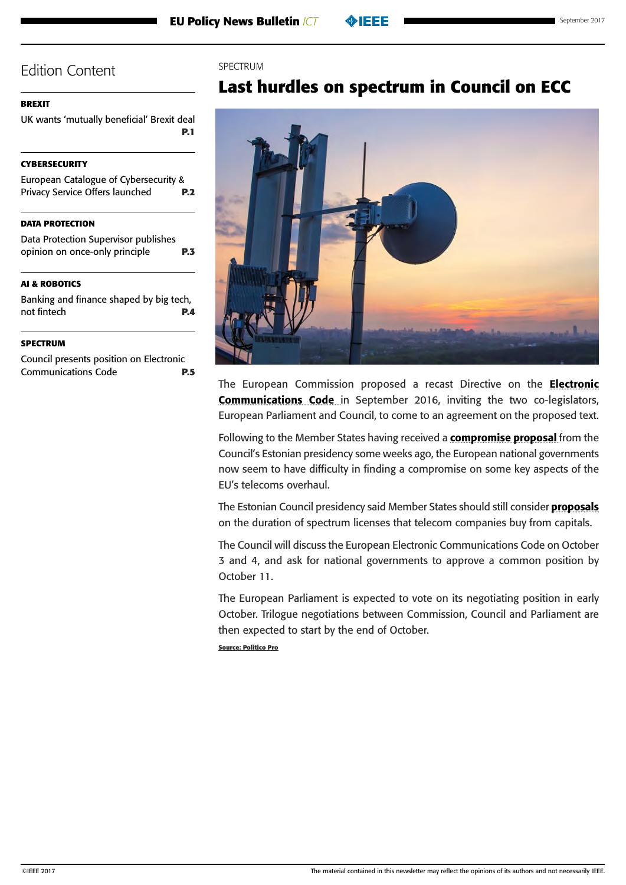# Edition Content

**BREXIT**

UK wants 'mutually beneficial' Brexit deal **P.1**

**CYBERSECURITY**

European Catalogue of Cybersecurity & Privacy Service Offers launched **P.2**

**DATA PROTECTION**

Data Protection Supervisor publishes opinion on once-only principle **P.3**

**AI & ROBOTICS**

Banking and finance shaped by big tech, not fintech **P.4**

**SPECTRUM**

Council presents position on Electronic Communications Code **P.5**

SPECTRUM

## Last hurdles on spectrum in Council on ECC

The European Commission proposed a recast Directive on the **Electronic Communications Code** in September 2016, inviting the two co-legislators, European Parliament and Council, to come to an agreement on the proposed text.

Following to the Member States having received a **compromise proposal** from the Council's Estonian presidency some weeks ago, the European national governments now seem to have difficulty in finding a compromise on some key aspects of the EU's telecoms overhaul.

The Estonian Council presidency said Member States should still consider **proposals** on the duration of spectrum licenses that telecom companies buy from capitals.

The Council will discuss the European Electronic Communications Code on October 3 and 4, and ask for national governments to approve a common position by October 11.

The European Parliament is expected to vote on its negotiating position in early October. Trilogue negotiations between Commission, Council and Parliament are then expected to start by the end of October.

**Source: Politico Pro**